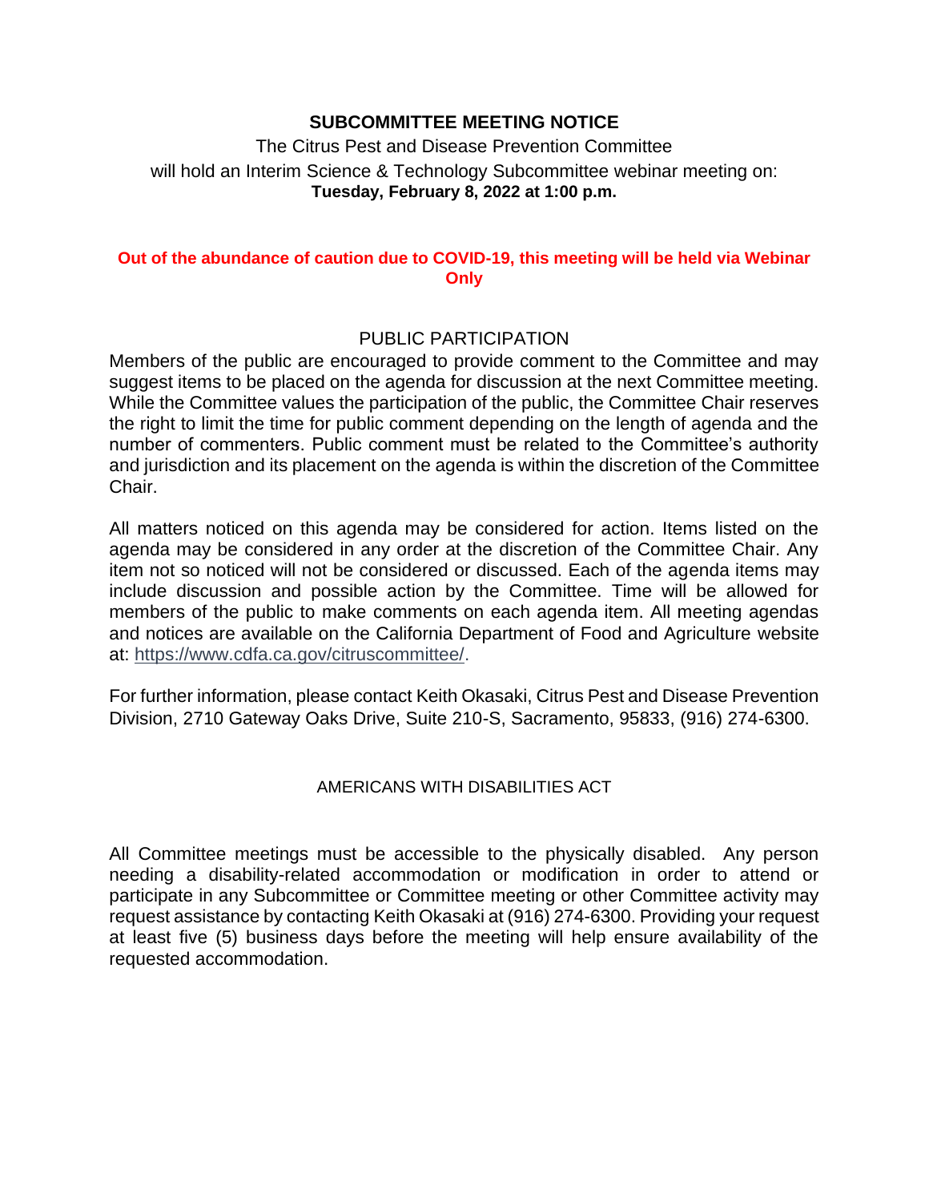# SUBCOMMITTEE MEETING NOTICE

The Citrus Pest and Disease Prevention Committee
will hold an Interim Science & Technology Subcommittee webinar meeting on:
**Tuesday, February 8, 2022 at 1:00 p.m.**

**Out of the abundance of caution due to COVID-19, this meeting will be held via Webinar Only**

## PUBLIC PARTICIPATION

Members of the public are encouraged to provide comment to the Committee and may suggest items to be placed on the agenda for discussion at the next Committee meeting. While the Committee values the participation of the public, the Committee Chair reserves the right to limit the time for public comment depending on the length of agenda and the number of commenters. Public comment must be related to the Committee's authority and jurisdiction and its placement on the agenda is within the discretion of the Committee Chair.

All matters noticed on this agenda may be considered for action. Items listed on the agenda may be considered in any order at the discretion of the Committee Chair. Any item not so noticed will not be considered or discussed. Each of the agenda items may include discussion and possible action by the Committee. Time will be allowed for members of the public to make comments on each agenda item. All meeting agendas and notices are available on the California Department of Food and Agriculture website at: https://www.cdfa.ca.gov/citruscommittee/.

For further information, please contact Keith Okasaki, Citrus Pest and Disease Prevention Division, 2710 Gateway Oaks Drive, Suite 210-S, Sacramento, 95833, (916) 274-6300.

## AMERICANS WITH DISABILITIES ACT

All Committee meetings must be accessible to the physically disabled. Any person needing a disability-related accommodation or modification in order to attend or participate in any Subcommittee or Committee meeting or other Committee activity may request assistance by contacting Keith Okasaki at (916) 274-6300. Providing your request at least five (5) business days before the meeting will help ensure availability of the requested accommodation.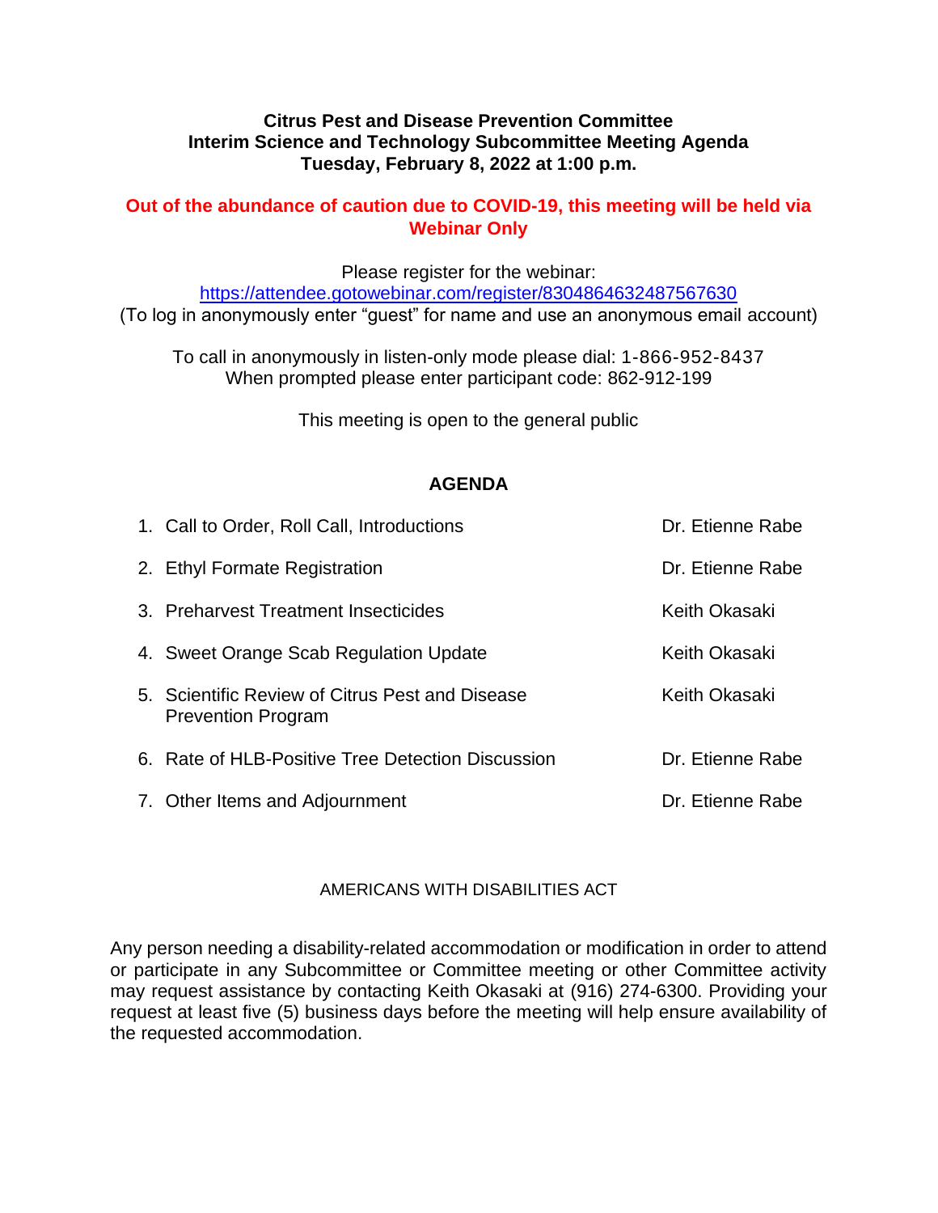**Citrus Pest and Disease Prevention Committee**
**Interim Science and Technology Subcommittee Meeting Agenda**
**Tuesday, February 8, 2022 at 1:00 p.m.**

**Out of the abundance of caution due to COVID-19, this meeting will be held via Webinar Only**

Please register for the webinar:
https://attendee.gotowebinar.com/register/8304864632487567630
(To log in anonymously enter "guest" for name and use an anonymous email account)

To call in anonymously in listen-only mode please dial: 1-866-952-8437
When prompted please enter participant code: 862-912-199

This meeting is open to the general public

## AGENDA

| | |
|---|---|
| 1. Call to Order, Roll Call, Introductions | Dr. Etienne Rabe |
| 2. Ethyl Formate Registration | Dr. Etienne Rabe |
| 3. Preharvest Treatment Insecticides | Keith Okasaki |
| 4. Sweet Orange Scab Regulation Update | Keith Okasaki |
| 5. Scientific Review of Citrus Pest and Disease Prevention Program | Keith Okasaki |
| 6. Rate of HLB-Positive Tree Detection Discussion | Dr. Etienne Rabe |
| 7. Other Items and Adjournment | Dr. Etienne Rabe |

AMERICANS WITH DISABILITIES ACT

Any person needing a disability-related accommodation or modification in order to attend or participate in any Subcommittee or Committee meeting or other Committee activity may request assistance by contacting Keith Okasaki at (916) 274-6300. Providing your request at least five (5) business days before the meeting will help ensure availability of the requested accommodation.